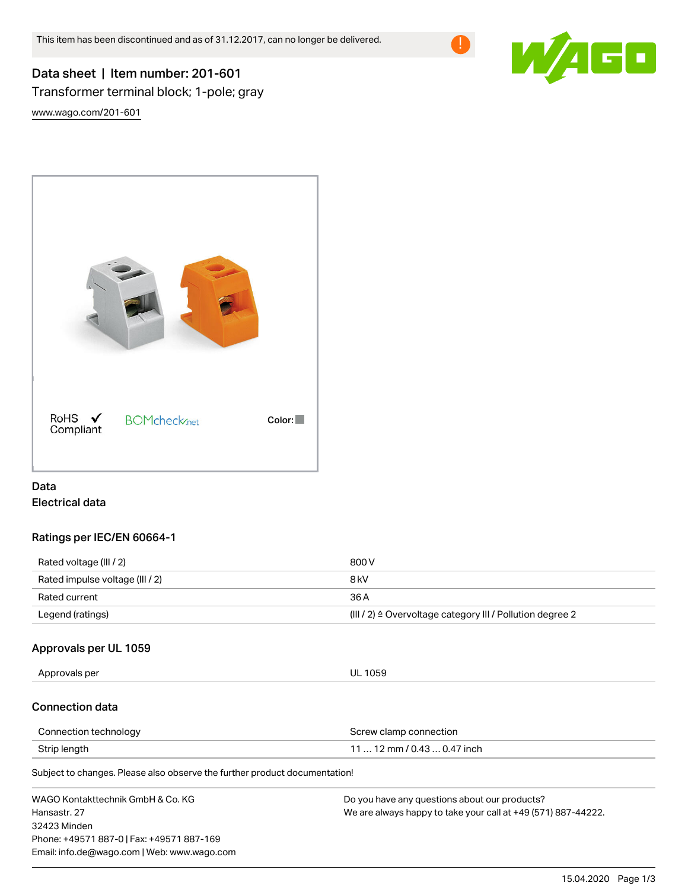This item has been discontinued and as of 31.12.2017, can no longer be delivered.

# Data sheet | Item number: 201-601

Transformer terminal block; 1-pole; gray

www.wago.com/201-601

RoHS ✓ Compliant

BOMcheck.net

Color:

## Data

### Electrical data

#### Ratings per IEC/EN 60664-1

| | |
|---|---|
| Rated voltage (III / 2) | 800 V |
| Rated impulse voltage (III / 2) | 8 kV |
| Rated current | 36 A |
| Legend (ratings) | (III / 2) ≙ Overvoltage category III / Pollution degree 2 |

#### Approvals per UL 1059

| | |
|---|---|
| Approvals per | UL 1059 |

### Connection data

| | |
|---|---|
| Connection technology | Screw clamp connection |
| Strip length | 11 … 12 mm / 0.43 … 0.47 inch |

Subject to changes. Please also observe the further product documentation!

WAGO Kontakttechnik GmbH & Co. KG
Hansastr. 27
32423 Minden
Phone: +49571 887-0 | Fax: +49571 887-169
Email: info.de@wago.com | Web: www.wago.com

Do you have any questions about our products?
We are always happy to take your call at +49 (571) 887-44222.

15.04.2020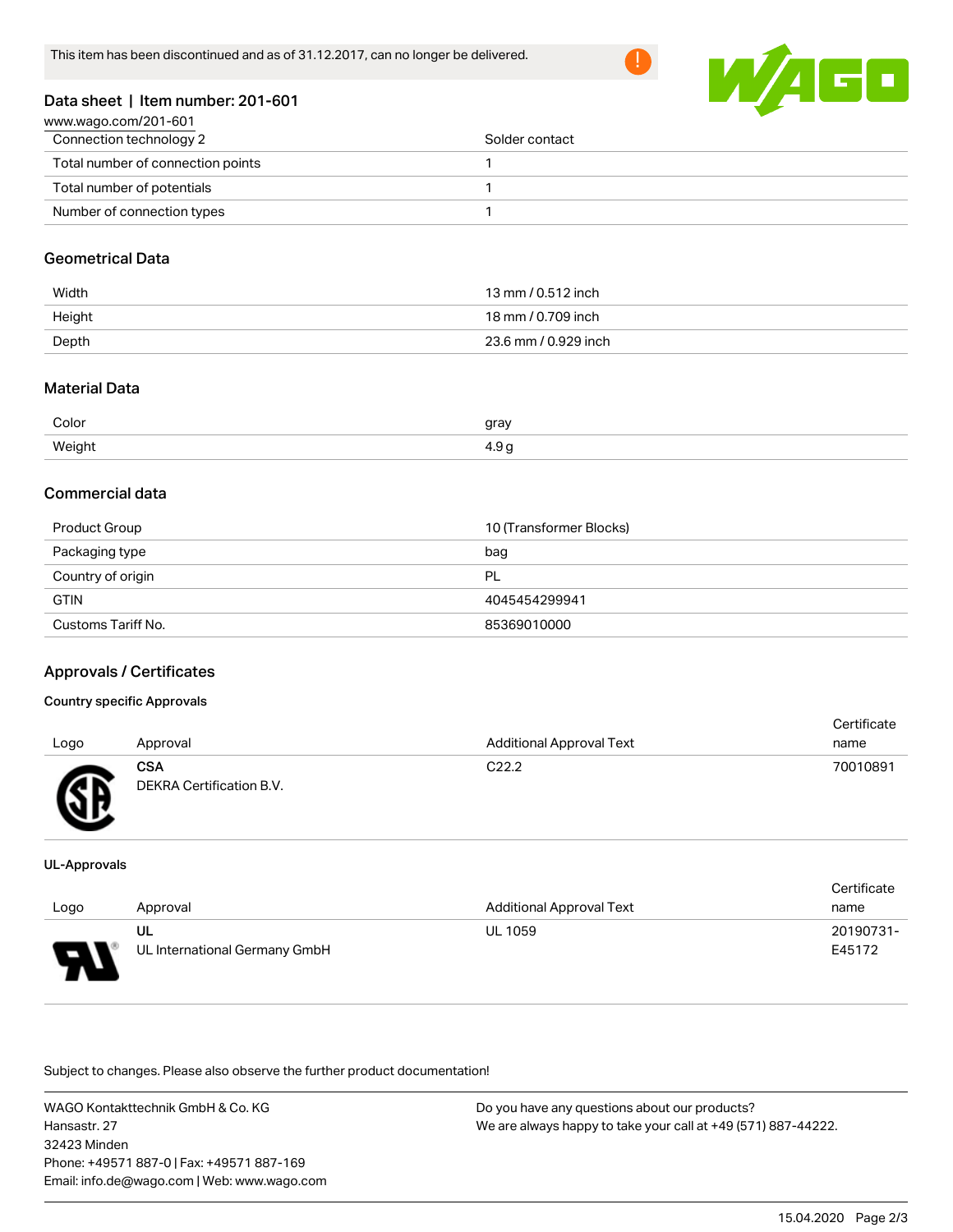This item has been discontinued and as of 31.12.2017, can no longer be delivered.

## Data sheet | Item number: 201-601

www.wago.com/201-601

| | |
|---|---|
| Connection technology 2 | Solder contact |
| Total number of connection points | 1 |
| Total number of potentials | 1 |
| Number of connection types | 1 |

### Geometrical Data

| | |
|---|---|
| Width | 13 mm / 0.512 inch |
| Height | 18 mm / 0.709 inch |
| Depth | 23.6 mm / 0.929 inch |

### Material Data

| | |
|---|---|
| Color | gray |
| Weight | 4.9 g |

### Commercial data

| | |
|---|---|
| Product Group | 10 (Transformer Blocks) |
| Packaging type | bag |
| Country of origin | PL |
| GTIN | 4045454299941 |
| Customs Tariff No. | 85369010000 |

### Approvals / Certificates

#### Country specific Approvals

| Logo | Approval | Additional Approval Text | Certificate name |
|---|---|---|---|
| | **CSA** DEKRA Certification B.V. | C22.2 | 70010891 |

#### UL-Approvals

| Logo | Approval | Additional Approval Text | Certificate name |
|---|---|---|---|
| | **UL** UL International Germany GmbH | UL 1059 | 20190731-E45172 |

Subject to changes. Please also observe the further product documentation!

WAGO Kontakttechnik GmbH & Co. KG
Hansastr. 27
32423 Minden
Phone: +49571 887-0 | Fax: +49571 887-169
Email: info.de@wago.com | Web: www.wago.com

Do you have any questions about our products?
We are always happy to take your call at +49 (571) 887-44222.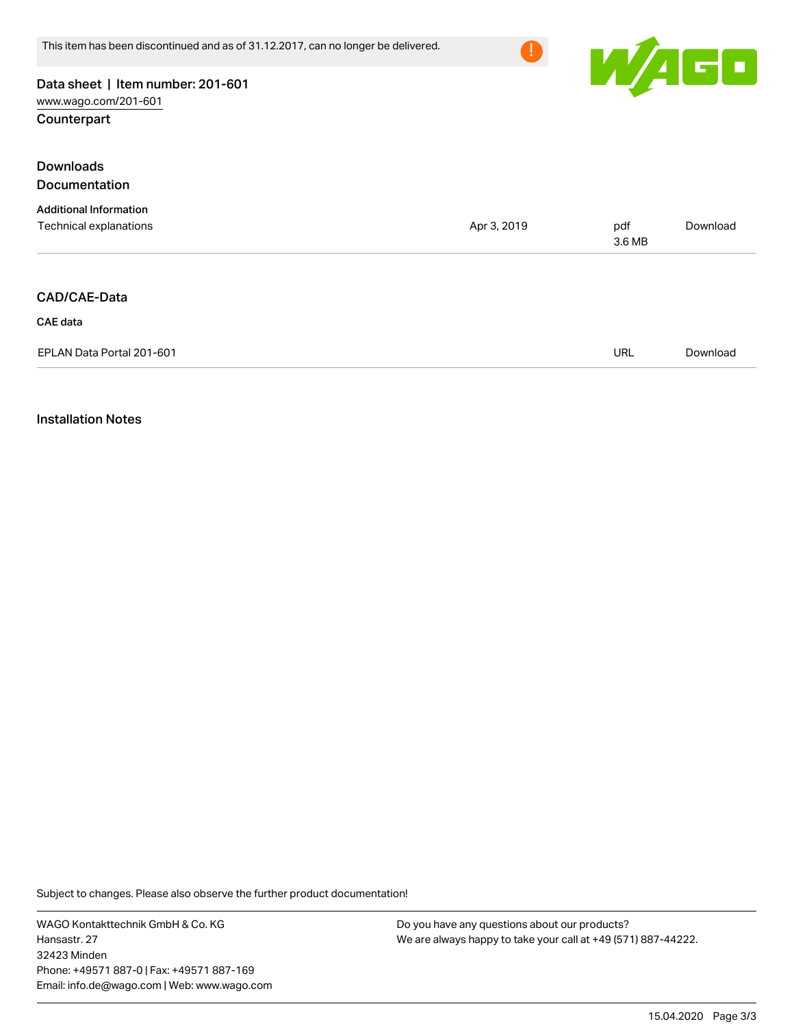This item has been discontinued and as of 31.12.2017, can no longer be delivered.

Data sheet | Item number: 201-601

www.wago.com/201-601

Counterpart

## Downloads

## Documentation

**Additional Information**

| | | | |
|---|---|---|---|
| Technical explanations | Apr 3, 2019 | pdf<br>3.6 MB | Download |

## CAD/CAE-Data

**CAE data**

| | | |
|---|---|---|
| EPLAN Data Portal 201-601 | URL | Download |

## Installation Notes

Subject to changes. Please also observe the further product documentation!

WAGO Kontakttechnik GmbH & Co. KG
Hansastr. 27
32423 Minden
Phone: +49571 887-0 | Fax: +49571 887-169
Email: info.de@wago.com | Web: www.wago.com

Do you have any questions about our products?
We are always happy to take your call at +49 (571) 887-44222.

15.04.2020